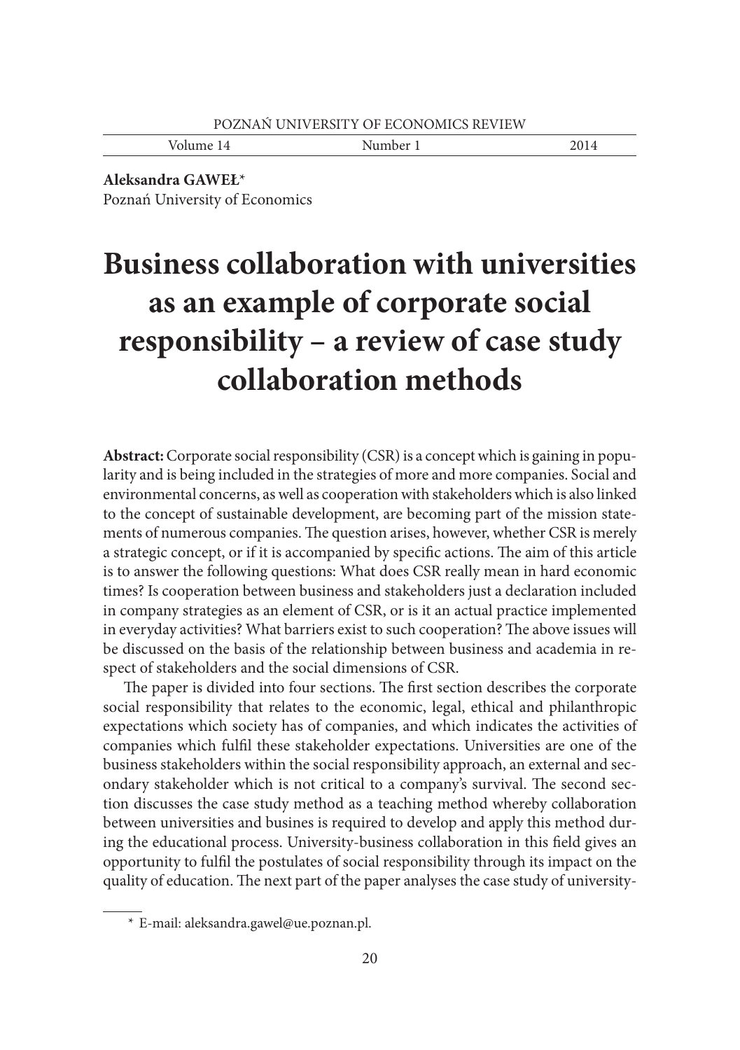**Aleksandra GAWEŁ**[*]
Poznań University of Economics

# Business collaboration with universities as an example of corporate social responsibility – a review of case study collaboration methods

**Abstract:** Corporate social responsibility (CSR) is a concept which is gaining in popularity and is being included in the strategies of more and more companies. Social and environmental concerns, as well as cooperation with stakeholders which is also linked to the concept of sustainable development, are becoming part of the mission statements of numerous companies. The question arises, however, whether CSR is merely a strategic concept, or if it is accompanied by specific actions. The aim of this article is to answer the following questions: What does CSR really mean in hard economic times? Is cooperation between business and stakeholders just a declaration included in company strategies as an element of CSR, or is it an actual practice implemented in everyday activities? What barriers exist to such cooperation? The above issues will be discussed on the basis of the relationship between business and academia in respect of stakeholders and the social dimensions of CSR.

The paper is divided into four sections. The first section describes the corporate social responsibility that relates to the economic, legal, ethical and philanthropic expectations which society has of companies, and which indicates the activities of companies which fulfil these stakeholder expectations. Universities are one of the business stakeholders within the social responsibility approach, an external and secondary stakeholder which is not critical to a company's survival. The second section discusses the case study method as a teaching method whereby collaboration between universities and busines is required to develop and apply this method during the educational process. University-business collaboration in this field gives an opportunity to fulfil the postulates of social responsibility through its impact on the quality of education. The next part of the paper analyses the case study of university-

[*] E-mail: aleksandra.gawel@ue.poznan.pl.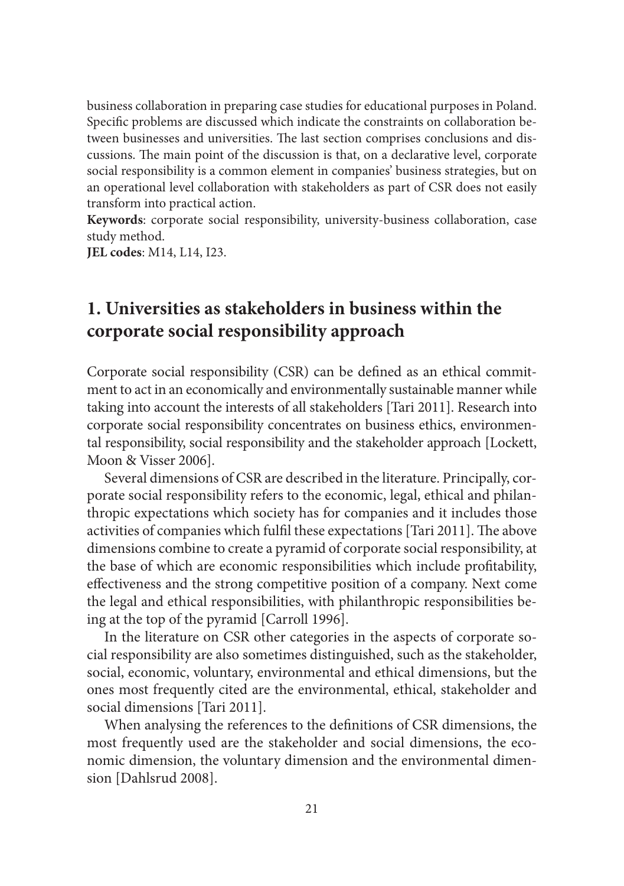business collaboration in preparing case studies for educational purposes in Poland. Specific problems are discussed which indicate the constraints on collaboration between businesses and universities. The last section comprises conclusions and discussions. The main point of the discussion is that, on a declarative level, corporate social responsibility is a common element in companies' business strategies, but on an operational level collaboration with stakeholders as part of CSR does not easily transform into practical action.

**Keywords**: corporate social responsibility, university-business collaboration, case study method.

**JEL codes**: M14, L14, I23.

## 1. Universities as stakeholders in business within the corporate social responsibility approach

Corporate social responsibility (CSR) can be defined as an ethical commitment to act in an economically and environmentally sustainable manner while taking into account the interests of all stakeholders [Tari 2011]. Research into corporate social responsibility concentrates on business ethics, environmental responsibility, social responsibility and the stakeholder approach [Lockett, Moon & Visser 2006].

Several dimensions of CSR are described in the literature. Principally, corporate social responsibility refers to the economic, legal, ethical and philanthropic expectations which society has for companies and it includes those activities of companies which fulfil these expectations [Tari 2011]. The above dimensions combine to create a pyramid of corporate social responsibility, at the base of which are economic responsibilities which include profitability, effectiveness and the strong competitive position of a company. Next come the legal and ethical responsibilities, with philanthropic responsibilities being at the top of the pyramid [Carroll 1996].

In the literature on CSR other categories in the aspects of corporate social responsibility are also sometimes distinguished, such as the stakeholder, social, economic, voluntary, environmental and ethical dimensions, but the ones most frequently cited are the environmental, ethical, stakeholder and social dimensions [Tari 2011].

When analysing the references to the definitions of CSR dimensions, the most frequently used are the stakeholder and social dimensions, the economic dimension, the voluntary dimension and the environmental dimension [Dahlsrud 2008].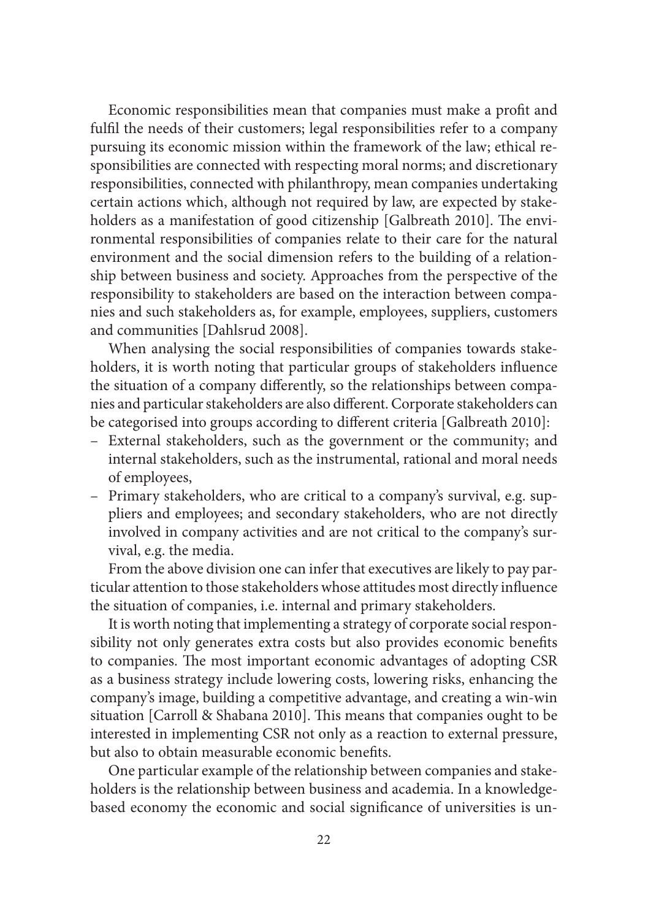Economic responsibilities mean that companies must make a profit and fulfil the needs of their customers; legal responsibilities refer to a company pursuing its economic mission within the framework of the law; ethical responsibilities are connected with respecting moral norms; and discretionary responsibilities, connected with philanthropy, mean companies undertaking certain actions which, although not required by law, are expected by stakeholders as a manifestation of good citizenship [Galbreath 2010]. The environmental responsibilities of companies relate to their care for the natural environment and the social dimension refers to the building of a relationship between business and society. Approaches from the perspective of the responsibility to stakeholders are based on the interaction between companies and such stakeholders as, for example, employees, suppliers, customers and communities [Dahlsrud 2008].

When analysing the social responsibilities of companies towards stakeholders, it is worth noting that particular groups of stakeholders influence the situation of a company differently, so the relationships between companies and particular stakeholders are also different. Corporate stakeholders can be categorised into groups according to different criteria [Galbreath 2010]:

- External stakeholders, such as the government or the community; and internal stakeholders, such as the instrumental, rational and moral needs of employees,
- Primary stakeholders, who are critical to a company's survival, e.g. suppliers and employees; and secondary stakeholders, who are not directly involved in company activities and are not critical to the company's survival, e.g. the media.

From the above division one can infer that executives are likely to pay particular attention to those stakeholders whose attitudes most directly influence the situation of companies, i.e. internal and primary stakeholders.

It is worth noting that implementing a strategy of corporate social responsibility not only generates extra costs but also provides economic benefits to companies. The most important economic advantages of adopting CSR as a business strategy include lowering costs, lowering risks, enhancing the company's image, building a competitive advantage, and creating a win-win situation [Carroll & Shabana 2010]. This means that companies ought to be interested in implementing CSR not only as a reaction to external pressure, but also to obtain measurable economic benefits.

One particular example of the relationship between companies and stakeholders is the relationship between business and academia. In a knowledge-based economy the economic and social significance of universities is un-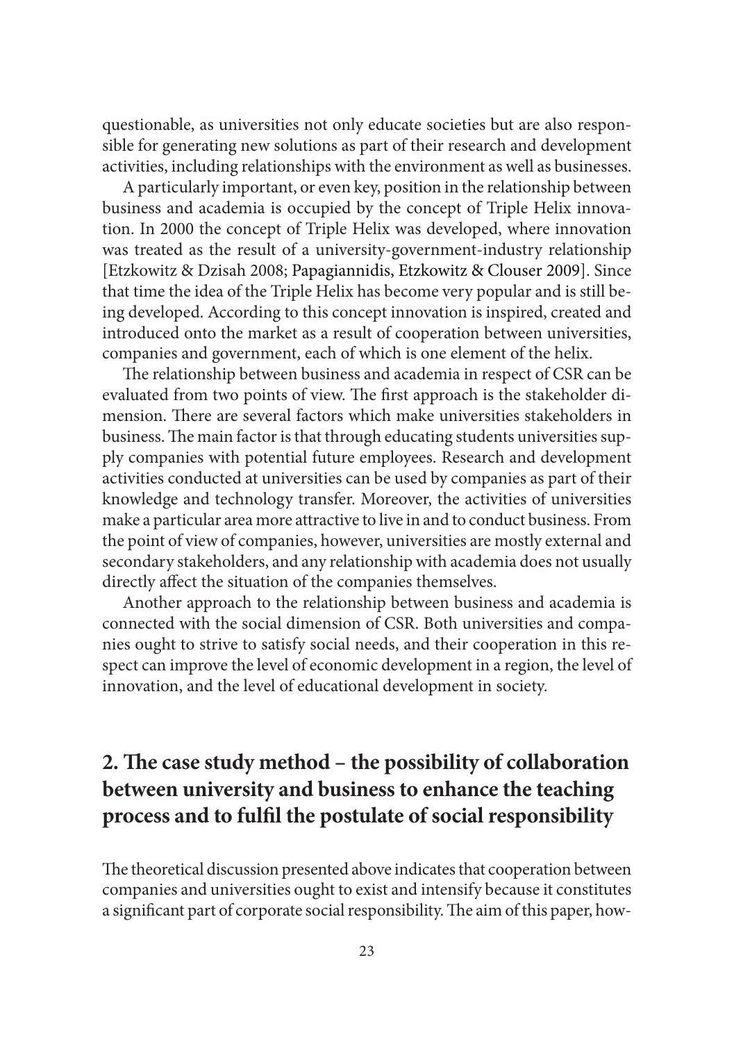questionable, as universities not only educate societies but are also responsible for generating new solutions as part of their research and development activities, including relationships with the environment as well as businesses.

A particularly important, or even key, position in the relationship between business and academia is occupied by the concept of Triple Helix innovation. In 2000 the concept of Triple Helix was developed, where innovation was treated as the result of a university-government-industry relationship [Etzkowitz & Dzisah 2008; Papagiannidis, Etzkowitz & Clouser 2009]. Since that time the idea of the Triple Helix has become very popular and is still being developed. According to this concept innovation is inspired, created and introduced onto the market as a result of cooperation between universities, companies and government, each of which is one element of the helix.

The relationship between business and academia in respect of CSR can be evaluated from two points of view. The first approach is the stakeholder dimension. There are several factors which make universities stakeholders in business. The main factor is that through educating students universities supply companies with potential future employees. Research and development activities conducted at universities can be used by companies as part of their knowledge and technology transfer. Moreover, the activities of universities make a particular area more attractive to live in and to conduct business. From the point of view of companies, however, universities are mostly external and secondary stakeholders, and any relationship with academia does not usually directly affect the situation of the companies themselves.

Another approach to the relationship between business and academia is connected with the social dimension of CSR. Both universities and companies ought to strive to satisfy social needs, and their cooperation in this respect can improve the level of economic development in a region, the level of innovation, and the level of educational development in society.

## 2. The case study method – the possibility of collaboration between university and business to enhance the teaching process and to fulfil the postulate of social responsibility

The theoretical discussion presented above indicates that cooperation between companies and universities ought to exist and intensify because it constitutes a significant part of corporate social responsibility. The aim of this paper, how-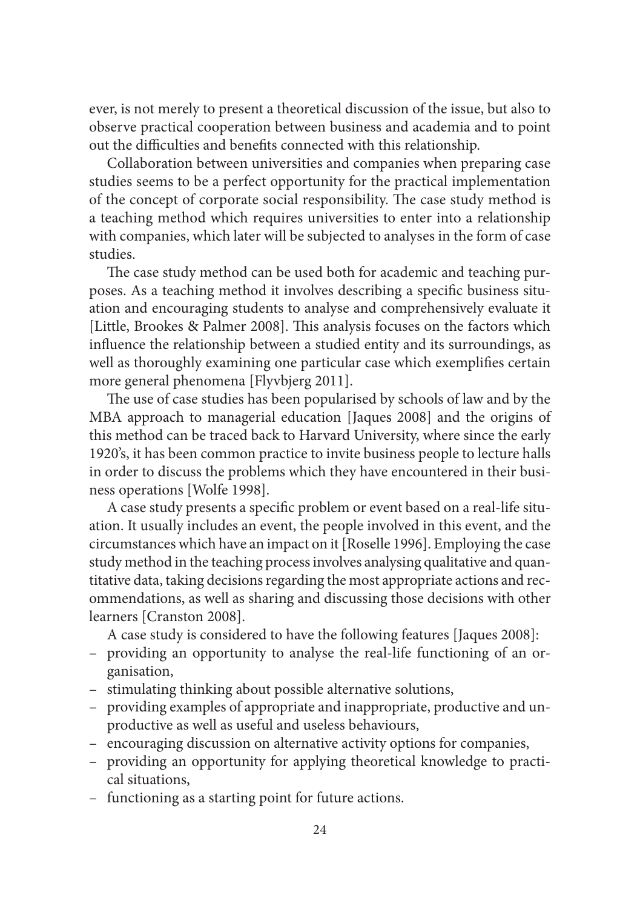ever, is not merely to present a theoretical discussion of the issue, but also to observe practical cooperation between business and academia and to point out the difficulties and benefits connected with this relationship.

Collaboration between universities and companies when preparing case studies seems to be a perfect opportunity for the practical implementation of the concept of corporate social responsibility. The case study method is a teaching method which requires universities to enter into a relationship with companies, which later will be subjected to analyses in the form of case studies.

The case study method can be used both for academic and teaching purposes. As a teaching method it involves describing a specific business situation and encouraging students to analyse and comprehensively evaluate it [Little, Brookes & Palmer 2008]. This analysis focuses on the factors which influence the relationship between a studied entity and its surroundings, as well as thoroughly examining one particular case which exemplifies certain more general phenomena [Flyvbjerg 2011].

The use of case studies has been popularised by schools of law and by the MBA approach to managerial education [Jaques 2008] and the origins of this method can be traced back to Harvard University, where since the early 1920's, it has been common practice to invite business people to lecture halls in order to discuss the problems which they have encountered in their business operations [Wolfe 1998].

A case study presents a specific problem or event based on a real-life situation. It usually includes an event, the people involved in this event, and the circumstances which have an impact on it [Roselle 1996]. Employing the case study method in the teaching process involves analysing qualitative and quantitative data, taking decisions regarding the most appropriate actions and recommendations, as well as sharing and discussing those decisions with other learners [Cranston 2008].

A case study is considered to have the following features [Jaques 2008]:

- providing an opportunity to analyse the real-life functioning of an organisation,
- stimulating thinking about possible alternative solutions,
- providing examples of appropriate and inappropriate, productive and unproductive as well as useful and useless behaviours,
- encouraging discussion on alternative activity options for companies,
- providing an opportunity for applying theoretical knowledge to practical situations,
- functioning as a starting point for future actions.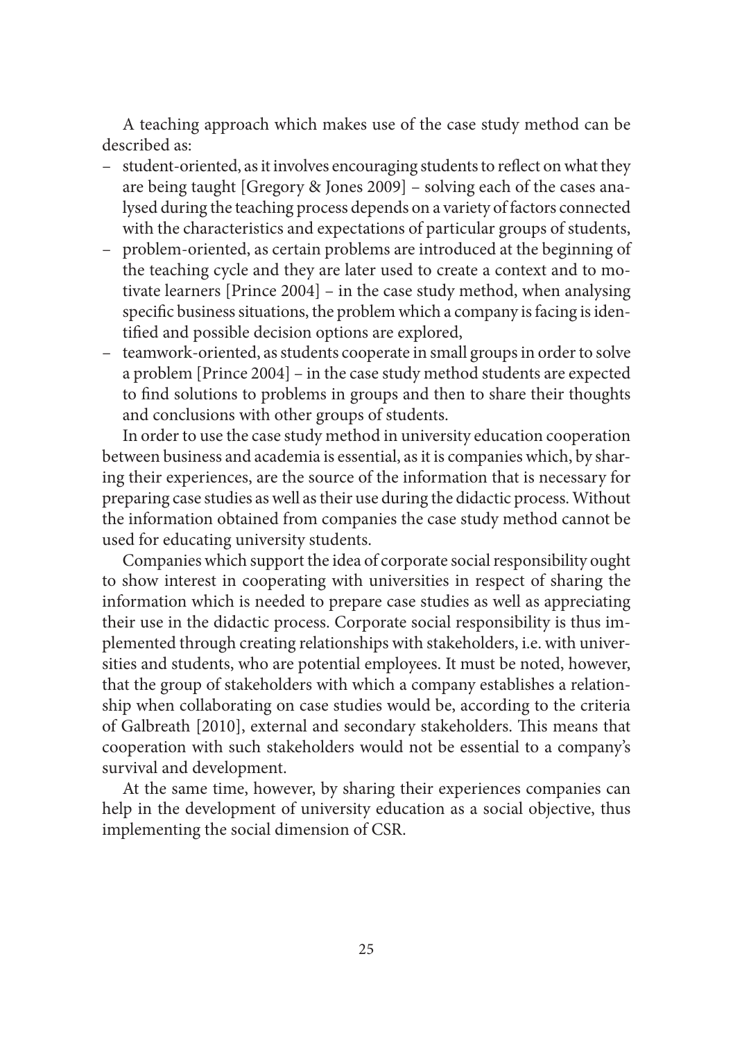A teaching approach which makes use of the case study method can be described as:

- student-oriented, as it involves encouraging students to reflect on what they are being taught [Gregory & Jones 2009] – solving each of the cases analysed during the teaching process depends on a variety of factors connected with the characteristics and expectations of particular groups of students,
- problem-oriented, as certain problems are introduced at the beginning of the teaching cycle and they are later used to create a context and to motivate learners [Prince 2004] – in the case study method, when analysing specific business situations, the problem which a company is facing is identified and possible decision options are explored,
- teamwork-oriented, as students cooperate in small groups in order to solve a problem [Prince 2004] – in the case study method students are expected to find solutions to problems in groups and then to share their thoughts and conclusions with other groups of students.

In order to use the case study method in university education cooperation between business and academia is essential, as it is companies which, by sharing their experiences, are the source of the information that is necessary for preparing case studies as well as their use during the didactic process. Without the information obtained from companies the case study method cannot be used for educating university students.

Companies which support the idea of corporate social responsibility ought to show interest in cooperating with universities in respect of sharing the information which is needed to prepare case studies as well as appreciating their use in the didactic process. Corporate social responsibility is thus implemented through creating relationships with stakeholders, i.e. with universities and students, who are potential employees. It must be noted, however, that the group of stakeholders with which a company establishes a relationship when collaborating on case studies would be, according to the criteria of Galbreath [2010], external and secondary stakeholders. This means that cooperation with such stakeholders would not be essential to a company's survival and development.

At the same time, however, by sharing their experiences companies can help in the development of university education as a social objective, thus implementing the social dimension of CSR.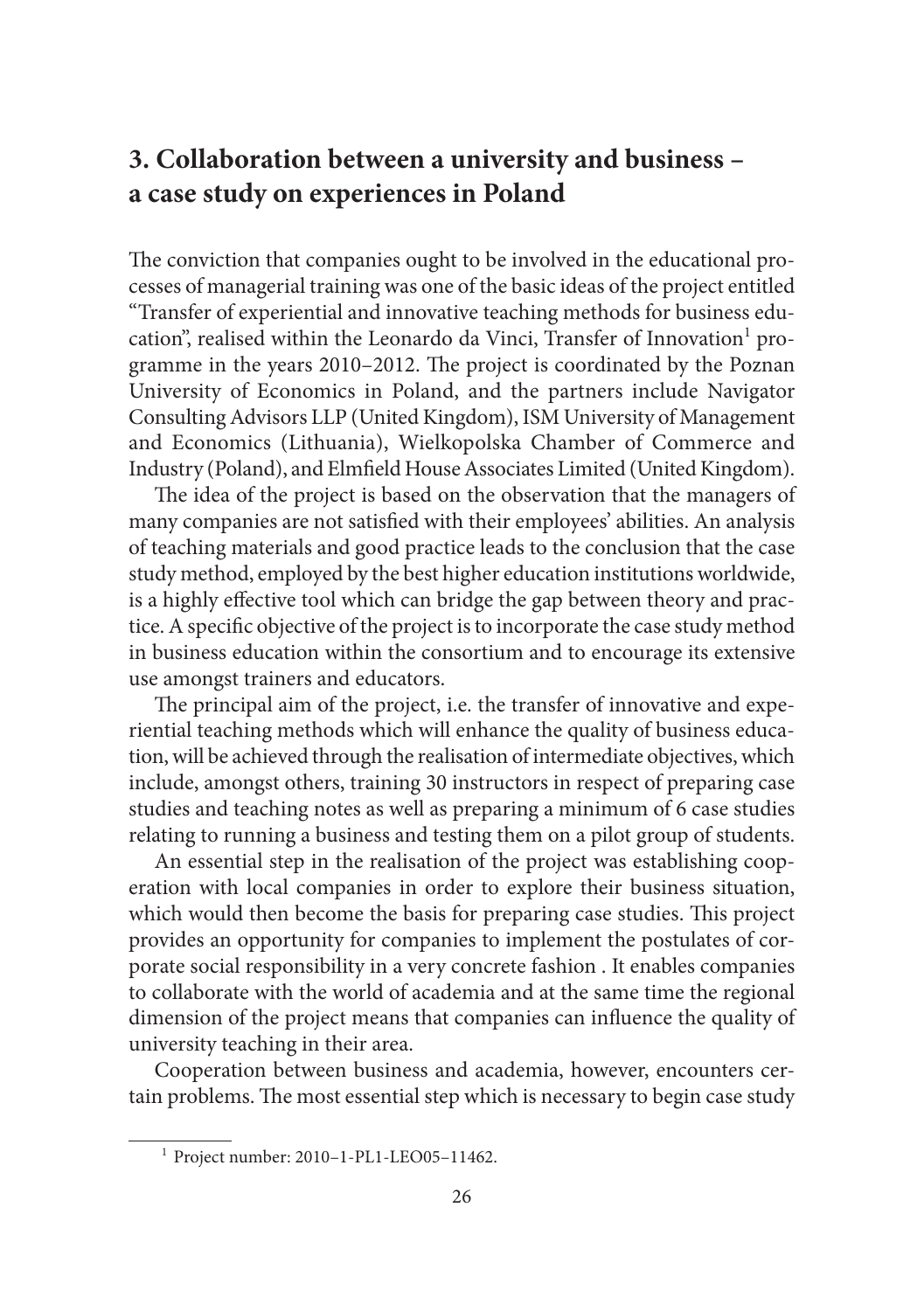## 3. Collaboration between a university and business – a case study on experiences in Poland

The conviction that companies ought to be involved in the educational processes of managerial training was one of the basic ideas of the project entitled "Transfer of experiential and innovative teaching methods for business education", realised within the Leonardo da Vinci, Transfer of Innovation[1] programme in the years 2010–2012. The project is coordinated by the Poznan University of Economics in Poland, and the partners include Navigator Consulting Advisors LLP (United Kingdom), ISM University of Management and Economics (Lithuania), Wielkopolska Chamber of Commerce and Industry (Poland), and Elmfield House Associates Limited (United Kingdom).

The idea of the project is based on the observation that the managers of many companies are not satisfied with their employees' abilities. An analysis of teaching materials and good practice leads to the conclusion that the case study method, employed by the best higher education institutions worldwide, is a highly effective tool which can bridge the gap between theory and practice. A specific objective of the project is to incorporate the case study method in business education within the consortium and to encourage its extensive use amongst trainers and educators.

The principal aim of the project, i.e. the transfer of innovative and experiential teaching methods which will enhance the quality of business education, will be achieved through the realisation of intermediate objectives, which include, amongst others, training 30 instructors in respect of preparing case studies and teaching notes as well as preparing a minimum of 6 case studies relating to running a business and testing them on a pilot group of students.

An essential step in the realisation of the project was establishing cooperation with local companies in order to explore their business situation, which would then become the basis for preparing case studies. This project provides an opportunity for companies to implement the postulates of corporate social responsibility in a very concrete fashion . It enables companies to collaborate with the world of academia and at the same time the regional dimension of the project means that companies can influence the quality of university teaching in their area.

Cooperation between business and academia, however, encounters certain problems. The most essential step which is necessary to begin case study

[1] Project number: 2010–1-PL1-LEO05–11462.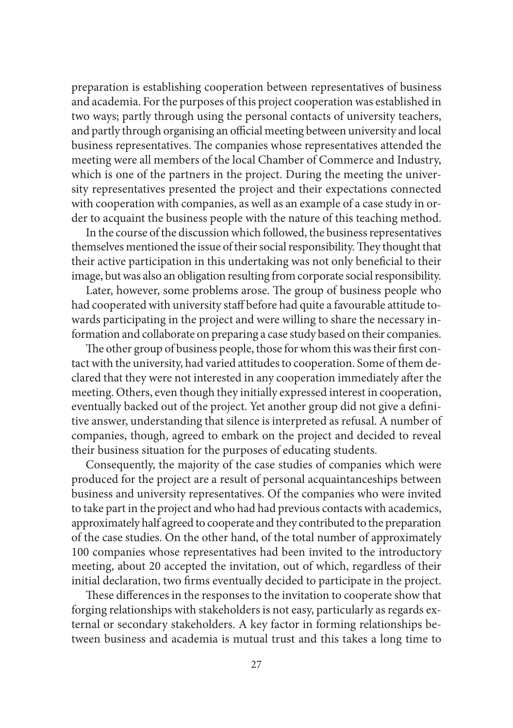preparation is establishing cooperation between representatives of business and academia. For the purposes of this project cooperation was established in two ways; partly through using the personal contacts of university teachers, and partly through organising an official meeting between university and local business representatives. The companies whose representatives attended the meeting were all members of the local Chamber of Commerce and Industry, which is one of the partners in the project. During the meeting the university representatives presented the project and their expectations connected with cooperation with companies, as well as an example of a case study in order to acquaint the business people with the nature of this teaching method.

In the course of the discussion which followed, the business representatives themselves mentioned the issue of their social responsibility. They thought that their active participation in this undertaking was not only beneficial to their image, but was also an obligation resulting from corporate social responsibility.

Later, however, some problems arose. The group of business people who had cooperated with university staff before had quite a favourable attitude towards participating in the project and were willing to share the necessary information and collaborate on preparing a case study based on their companies.

The other group of business people, those for whom this was their first contact with the university, had varied attitudes to cooperation. Some of them declared that they were not interested in any cooperation immediately after the meeting. Others, even though they initially expressed interest in cooperation, eventually backed out of the project. Yet another group did not give a definitive answer, understanding that silence is interpreted as refusal. A number of companies, though, agreed to embark on the project and decided to reveal their business situation for the purposes of educating students.

Consequently, the majority of the case studies of companies which were produced for the project are a result of personal acquaintanceships between business and university representatives. Of the companies who were invited to take part in the project and who had had previous contacts with academics, approximately half agreed to cooperate and they contributed to the preparation of the case studies. On the other hand, of the total number of approximately 100 companies whose representatives had been invited to the introductory meeting, about 20 accepted the invitation, out of which, regardless of their initial declaration, two firms eventually decided to participate in the project.

These differences in the responses to the invitation to cooperate show that forging relationships with stakeholders is not easy, particularly as regards external or secondary stakeholders. A key factor in forming relationships between business and academia is mutual trust and this takes a long time to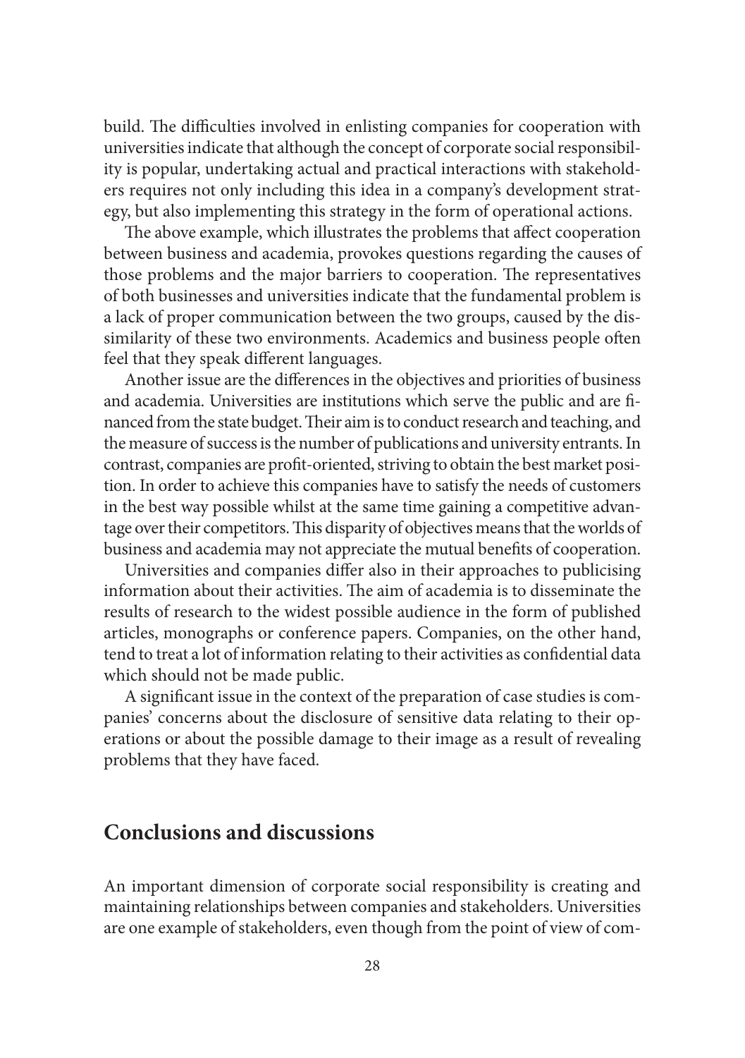build. The difficulties involved in enlisting companies for cooperation with universities indicate that although the concept of corporate social responsibility is popular, undertaking actual and practical interactions with stakeholders requires not only including this idea in a company's development strategy, but also implementing this strategy in the form of operational actions.

The above example, which illustrates the problems that affect cooperation between business and academia, provokes questions regarding the causes of those problems and the major barriers to cooperation. The representatives of both businesses and universities indicate that the fundamental problem is a lack of proper communication between the two groups, caused by the dissimilarity of these two environments. Academics and business people often feel that they speak different languages.

Another issue are the differences in the objectives and priorities of business and academia. Universities are institutions which serve the public and are financed from the state budget. Their aim is to conduct research and teaching, and the measure of success is the number of publications and university entrants. In contrast, companies are profit-oriented, striving to obtain the best market position. In order to achieve this companies have to satisfy the needs of customers in the best way possible whilst at the same time gaining a competitive advantage over their competitors. This disparity of objectives means that the worlds of business and academia may not appreciate the mutual benefits of cooperation.

Universities and companies differ also in their approaches to publicising information about their activities. The aim of academia is to disseminate the results of research to the widest possible audience in the form of published articles, monographs or conference papers. Companies, on the other hand, tend to treat a lot of information relating to their activities as confidential data which should not be made public.

A significant issue in the context of the preparation of case studies is companies' concerns about the disclosure of sensitive data relating to their operations or about the possible damage to their image as a result of revealing problems that they have faced.

## Conclusions and discussions

An important dimension of corporate social responsibility is creating and maintaining relationships between companies and stakeholders. Universities are one example of stakeholders, even though from the point of view of com-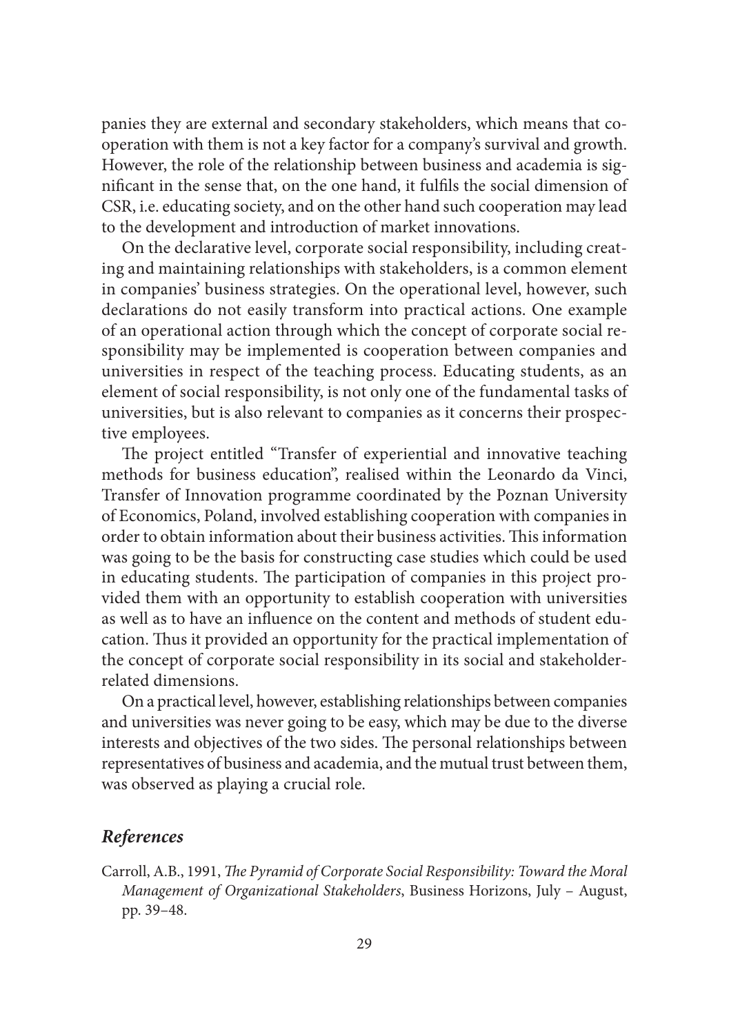panies they are external and secondary stakeholders, which means that cooperation with them is not a key factor for a company's survival and growth. However, the role of the relationship between business and academia is significant in the sense that, on the one hand, it fulfils the social dimension of CSR, i.e. educating society, and on the other hand such cooperation may lead to the development and introduction of market innovations.

On the declarative level, corporate social responsibility, including creating and maintaining relationships with stakeholders, is a common element in companies' business strategies. On the operational level, however, such declarations do not easily transform into practical actions. One example of an operational action through which the concept of corporate social responsibility may be implemented is cooperation between companies and universities in respect of the teaching process. Educating students, as an element of social responsibility, is not only one of the fundamental tasks of universities, but is also relevant to companies as it concerns their prospective employees.

The project entitled "Transfer of experiential and innovative teaching methods for business education", realised within the Leonardo da Vinci, Transfer of Innovation programme coordinated by the Poznan University of Economics, Poland, involved establishing cooperation with companies in order to obtain information about their business activities. This information was going to be the basis for constructing case studies which could be used in educating students. The participation of companies in this project provided them with an opportunity to establish cooperation with universities as well as to have an influence on the content and methods of student education. Thus it provided an opportunity for the practical implementation of the concept of corporate social responsibility in its social and stakeholder-related dimensions.

On a practical level, however, establishing relationships between companies and universities was never going to be easy, which may be due to the diverse interests and objectives of the two sides. The personal relationships between representatives of business and academia, and the mutual trust between them, was observed as playing a crucial role.

## *References*

Carroll, A.B., 1991, *The Pyramid of Corporate Social Responsibility: Toward the Moral Management of Organizational Stakeholders*, Business Horizons, July – August, pp. 39–48.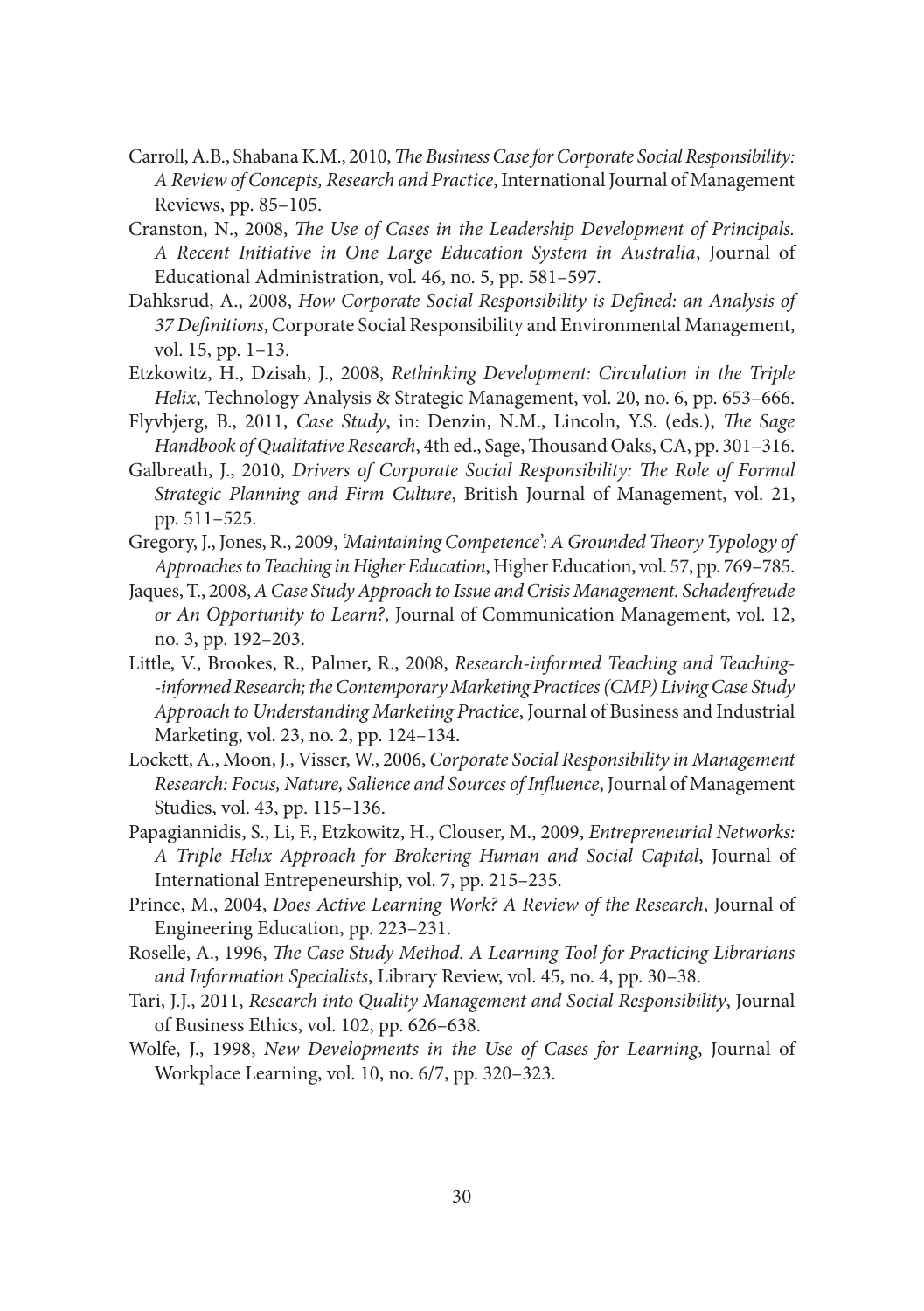Carroll, A.B., Shabana K.M., 2010, *The Business Case for Corporate Social Responsibility: A Review of Concepts, Research and Practice*, International Journal of Management Reviews, pp. 85–105.

Cranston, N., 2008, *The Use of Cases in the Leadership Development of Principals. A Recent Initiative in One Large Education System in Australia*, Journal of Educational Administration, vol. 46, no. 5, pp. 581–597.

Dahksrud, A., 2008, *How Corporate Social Responsibility is Defined: an Analysis of 37 Definitions*, Corporate Social Responsibility and Environmental Management, vol. 15, pp. 1–13.

Etzkowitz, H., Dzisah, J., 2008, *Rethinking Development: Circulation in the Triple Helix*, Technology Analysis & Strategic Management, vol. 20, no. 6, pp. 653–666.

Flyvbjerg, B., 2011, *Case Study*, in: Denzin, N.M., Lincoln, Y.S. (eds.), *The Sage Handbook of Qualitative Research*, 4th ed., Sage, Thousand Oaks, CA, pp. 301–316.

Galbreath, J., 2010, *Drivers of Corporate Social Responsibility: The Role of Formal Strategic Planning and Firm Culture*, British Journal of Management, vol. 21, pp. 511–525.

Gregory, J., Jones, R., 2009, *'Maintaining Competence': A Grounded Theory Typology of Approaches to Teaching in Higher Education*, Higher Education, vol. 57, pp. 769–785.

Jaques, T., 2008, *A Case Study Approach to Issue and Crisis Management. Schadenfreude or An Opportunity to Learn?*, Journal of Communication Management, vol. 12, no. 3, pp. 192–203.

Little, V., Brookes, R., Palmer, R., 2008, *Research-informed Teaching and Teaching--informed Research; the Contemporary Marketing Practices (CMP) Living Case Study Approach to Understanding Marketing Practice*, Journal of Business and Industrial Marketing, vol. 23, no. 2, pp. 124–134.

Lockett, A., Moon, J., Visser, W., 2006, *Corporate Social Responsibility in Management Research: Focus, Nature, Salience and Sources of Influence*, Journal of Management Studies, vol. 43, pp. 115–136.

Papagiannidis, S., Li, F., Etzkowitz, H., Clouser, M., 2009, *Entrepreneurial Networks: A Triple Helix Approach for Brokering Human and Social Capital*, Journal of International Entrepeneurship, vol. 7, pp. 215–235.

Prince, M., 2004, *Does Active Learning Work? A Review of the Research*, Journal of Engineering Education, pp. 223–231.

Roselle, A., 1996, *The Case Study Method. A Learning Tool for Practicing Librarians and Information Specialists*, Library Review, vol. 45, no. 4, pp. 30–38.

Tari, J.J., 2011, *Research into Quality Management and Social Responsibility*, Journal of Business Ethics, vol. 102, pp. 626–638.

Wolfe, J., 1998, *New Developments in the Use of Cases for Learning*, Journal of Workplace Learning, vol. 10, no. 6/7, pp. 320–323.